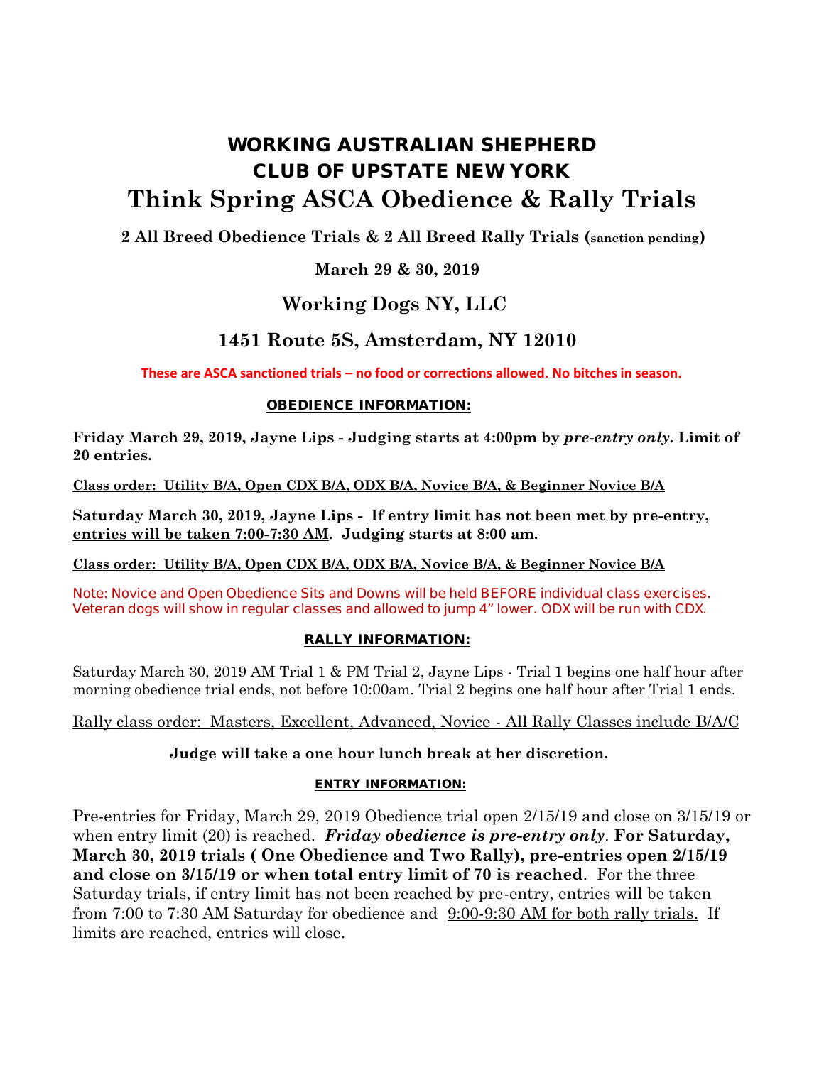# WORKING AUSTRALIAN SHEPHERD CLUB OF UPSTATE NEW YORK

# Think Spring ASCA Obedience & Rally Trials

**2 All Breed Obedience Trials & 2 All Breed Rally Trials (sanction pending)**

**March 29 & 30, 2019**

## Working Dogs NY, LLC

## 1451 Route 5S, Amsterdam, NY 12010

**These are ASCA sanctioned trials – no food or corrections allowed. No bitches in season.**

### OBEDIENCE INFORMATION:

**Friday March 29, 2019, Jayne Lips - Judging starts at 4:00pm by *pre-entry only*. Limit of 20 entries.**

**Class order: Utility B/A, Open CDX B/A, ODX B/A, Novice B/A, & Beginner Novice B/A**

**Saturday March 30, 2019, Jayne Lips - If entry limit has not been met by pre-entry, entries will be taken 7:00-7:30 AM. Judging starts at 8:00 am.**

**Class order: Utility B/A, Open CDX B/A, ODX B/A, Novice B/A, & Beginner Novice B/A**

Note: Novice and Open Obedience Sits and Downs will be held BEFORE individual class exercises. Veteran dogs will show in regular classes and allowed to jump 4" lower. ODX will be run with CDX.

### RALLY INFORMATION:

Saturday March 30, 2019 AM Trial 1 & PM Trial 2, Jayne Lips - Trial 1 begins one half hour after morning obedience trial ends, not before 10:00am. Trial 2 begins one half hour after Trial 1 ends.

Rally class order: Masters, Excellent, Advanced, Novice - All Rally Classes include B/A/C

**Judge will take a one hour lunch break at her discretion.**

### ENTRY INFORMATION:

Pre-entries for Friday, March 29, 2019 Obedience trial open 2/15/19 and close on 3/15/19 or when entry limit (20) is reached. ***Friday obedience is pre-entry only*. For Saturday, March 30, 2019 trials ( One Obedience and Two Rally), pre-entries open 2/15/19 and close on 3/15/19 or when total entry limit of 70 is reached**. For the three Saturday trials, if entry limit has not been reached by pre-entry, entries will be taken from 7:00 to 7:30 AM Saturday for obedience and 9:00-9:30 AM for both rally trials. If limits are reached, entries will close.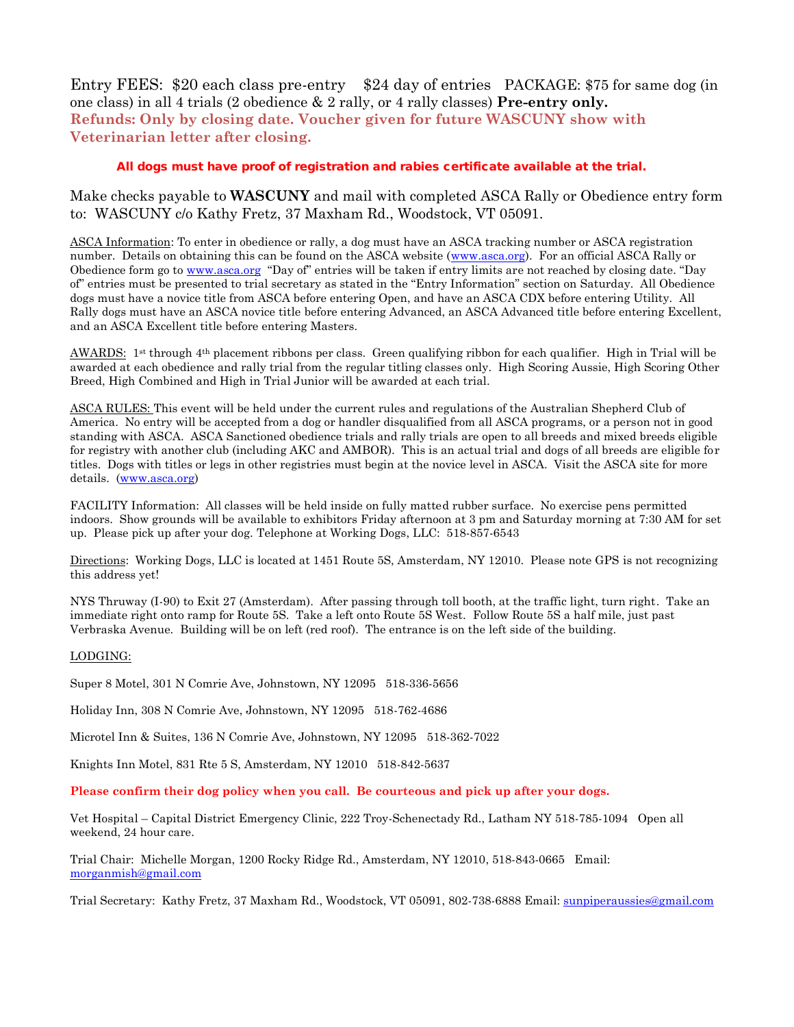Entry FEES: $20 each class pre-entry $24 day of entries PACKAGE: $75 for same dog (in one class) in all 4 trials (2 obedience & 2 rally, or 4 rally classes) **Pre-entry only.**
**Refunds: Only by closing date. Voucher given for future WASCUNY show with Veterinarian letter after closing.**

**All dogs must have proof of registration and rabies certificate available at the trial.**

Make checks payable to **WASCUNY** and mail with completed ASCA Rally or Obedience entry form to: WASCUNY c/o Kathy Fretz, 37 Maxham Rd., Woodstock, VT 05091.

ASCA Information: To enter in obedience or rally, a dog must have an ASCA tracking number or ASCA registration number. Details on obtaining this can be found on the ASCA website (www.asca.org). For an official ASCA Rally or Obedience form go to www.asca.org "Day of" entries will be taken if entry limits are not reached by closing date. "Day of" entries must be presented to trial secretary as stated in the "Entry Information" section on Saturday. All Obedience dogs must have a novice title from ASCA before entering Open, and have an ASCA CDX before entering Utility. All Rally dogs must have an ASCA novice title before entering Advanced, an ASCA Advanced title before entering Excellent, and an ASCA Excellent title before entering Masters.

AWARDS: 1st through 4th placement ribbons per class. Green qualifying ribbon for each qualifier. High in Trial will be awarded at each obedience and rally trial from the regular titling classes only. High Scoring Aussie, High Scoring Other Breed, High Combined and High in Trial Junior will be awarded at each trial.

ASCA RULES: This event will be held under the current rules and regulations of the Australian Shepherd Club of America. No entry will be accepted from a dog or handler disqualified from all ASCA programs, or a person not in good standing with ASCA. ASCA Sanctioned obedience trials and rally trials are open to all breeds and mixed breeds eligible for registry with another club (including AKC and AMBOR). This is an actual trial and dogs of all breeds are eligible for titles. Dogs with titles or legs in other registries must begin at the novice level in ASCA. Visit the ASCA site for more details. (www.asca.org)

FACILITY Information: All classes will be held inside on fully matted rubber surface. No exercise pens permitted indoors. Show grounds will be available to exhibitors Friday afternoon at 3 pm and Saturday morning at 7:30 AM for set up. Please pick up after your dog. Telephone at Working Dogs, LLC: 518-857-6543

Directions: Working Dogs, LLC is located at 1451 Route 5S, Amsterdam, NY 12010. Please note GPS is not recognizing this address yet!

NYS Thruway (I-90) to Exit 27 (Amsterdam). After passing through toll booth, at the traffic light, turn right. Take an immediate right onto ramp for Route 5S. Take a left onto Route 5S West. Follow Route 5S a half mile, just past Verbraska Avenue. Building will be on left (red roof). The entrance is on the left side of the building.

LODGING:

Super 8 Motel, 301 N Comrie Ave, Johnstown, NY 12095 518-336-5656

Holiday Inn, 308 N Comrie Ave, Johnstown, NY 12095 518-762-4686

Microtel Inn & Suites, 136 N Comrie Ave, Johnstown, NY 12095 518-362-7022

Knights Inn Motel, 831 Rte 5 S, Amsterdam, NY 12010 518-842-5637

**Please confirm their dog policy when you call. Be courteous and pick up after your dogs.**

Vet Hospital – Capital District Emergency Clinic, 222 Troy-Schenectady Rd., Latham NY 518-785-1094 Open all weekend, 24 hour care.

Trial Chair: Michelle Morgan, 1200 Rocky Ridge Rd., Amsterdam, NY 12010, 518-843-0665 Email: morganmish@gmail.com

Trial Secretary: Kathy Fretz, 37 Maxham Rd., Woodstock, VT 05091, 802-738-6888 Email: sunpiperaussies@gmail.com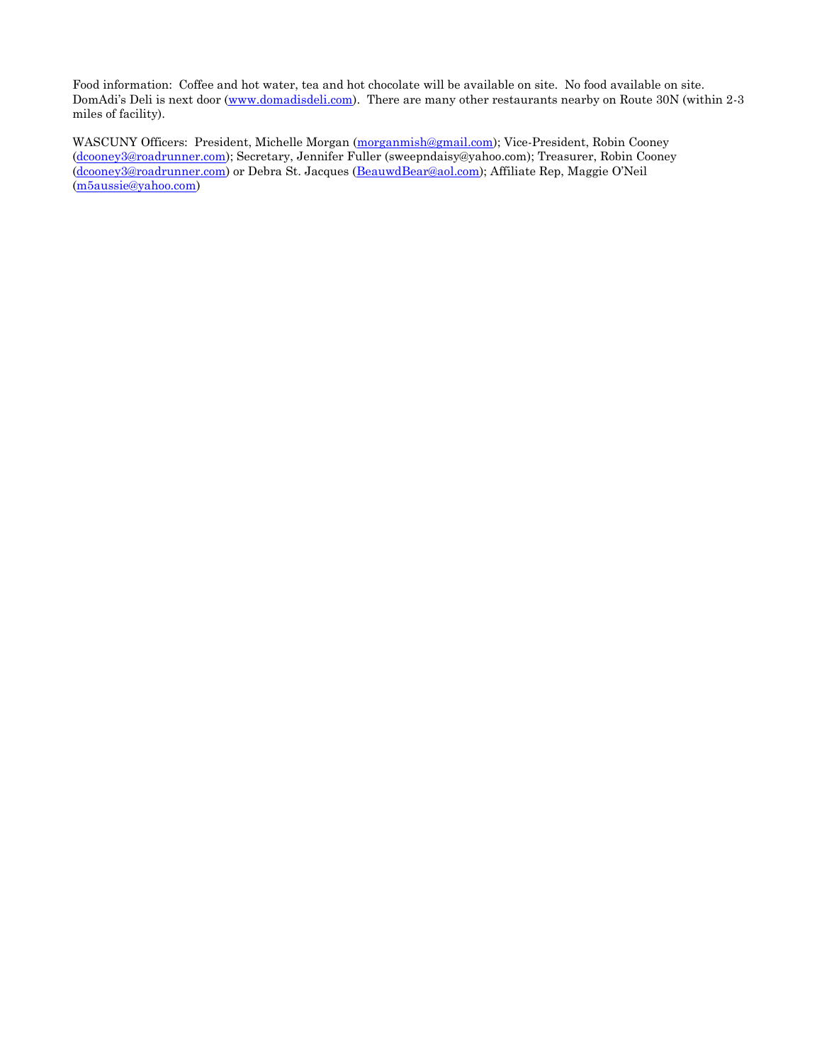Food information: Coffee and hot water, tea and hot chocolate will be available on site. No food available on site. DomAdi's Deli is next door (www.domadisdeli.com). There are many other restaurants nearby on Route 30N (within 2-3 miles of facility).

WASCUNY Officers: President, Michelle Morgan (morganmish@gmail.com); Vice-President, Robin Cooney (dcooney3@roadrunner.com); Secretary, Jennifer Fuller (sweepndaisy@yahoo.com); Treasurer, Robin Cooney (dcooney3@roadrunner.com) or Debra St. Jacques (BeauwdBear@aol.com); Affiliate Rep, Maggie O'Neil (m5aussie@yahoo.com)